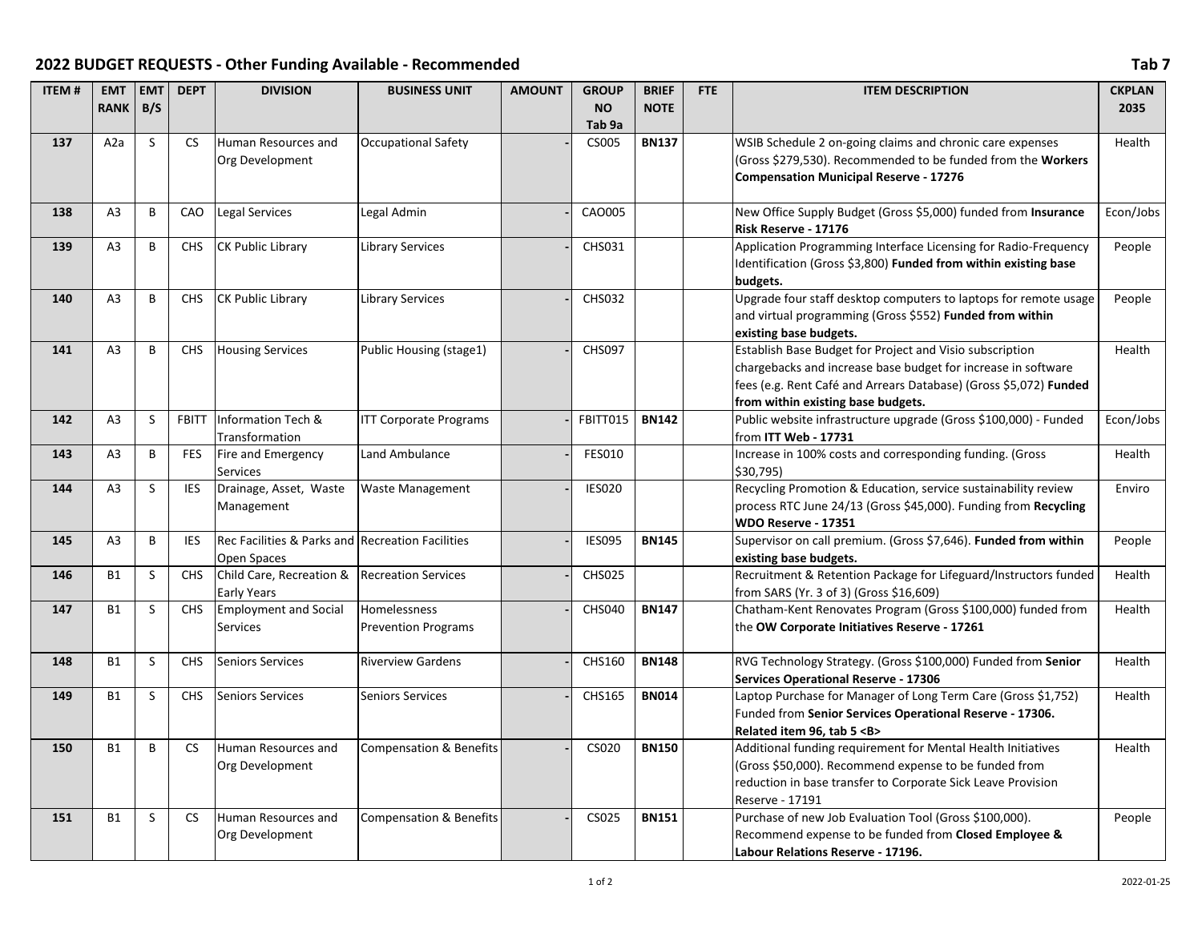## 2022 BUDGET REQUESTS - Other Funding Available - Recommended

Tab 7

| ITEM # | EMT RANK | EMT B/S | DEPT | DIVISION | BUSINESS UNIT | AMOUNT | GROUP NO Tab 9a | BRIEF NOTE | FTE | ITEM DESCRIPTION | CKPLAN 2035 |
|---|---|---|---|---|---|---|---|---|---|---|---|
| **137** | A2a | S | CS | Human Resources and Org Development | Occupational Safety | - | CS005 | **BN137** | | WSIB Schedule 2 on-going claims and chronic care expenses (Gross $279,530). Recommended to be funded from the **Workers Compensation Municipal Reserve - 17276** | Health |
| **138** | A3 | B | CAO | Legal Services | Legal Admin | - | CAO005 | | | New Office Supply Budget (Gross $5,000) funded from **Insurance Risk Reserve - 17176** | Econ/Jobs |
| **139** | A3 | B | CHS | CK Public Library | Library Services | - | CHS031 | | | Application Programming Interface Licensing for Radio-Frequency Identification (Gross $3,800) **Funded from within existing base budgets.** | People |
| **140** | A3 | B | CHS | CK Public Library | Library Services | - | CHS032 | | | Upgrade four staff desktop computers to laptops for remote usage and virtual programming (Gross $552) **Funded from within existing base budgets.** | People |
| **141** | A3 | B | CHS | Housing Services | Public Housing (stage1) | - | CHS097 | | | Establish Base Budget for Project and Visio subscription chargebacks and increase base budget for increase in software fees (e.g. Rent Café and Arrears Database) (Gross $5,072) **Funded from within existing base budgets.** | Health |
| **142** | A3 | S | FBITT | Information Tech & Transformation | ITT Corporate Programs | - | FBITT015 | **BN142** | | Public website infrastructure upgrade (Gross $100,000) - Funded from **ITT Web - 17731** | Econ/Jobs |
| **143** | A3 | B | FES | Fire and Emergency Services | Land Ambulance | - | FES010 | | | Increase in 100% costs and corresponding funding. (Gross $30,795) | Health |
| **144** | A3 | S | IES | Drainage, Asset, Waste Management | Waste Management | - | IES020 | | | Recycling Promotion & Education, service sustainability review process RTC June 24/13 (Gross $45,000). Funding from **Recycling WDO Reserve - 17351** | Enviro |
| **145** | A3 | B | IES | Rec Facilities & Parks and Open Spaces | Recreation Facilities | - | IES095 | **BN145** | | Supervisor on call premium. (Gross $7,646). **Funded from within existing base budgets.** | People |
| **146** | B1 | S | CHS | Child Care, Recreation & Early Years | Recreation Services | - | CHS025 | | | Recruitment & Retention Package for Lifeguard/Instructors funded from SARS (Yr. 3 of 3) (Gross $16,609) | Health |
| **147** | B1 | S | CHS | Employment and Social Services | Homelessness Prevention Programs | - | CHS040 | **BN147** | | Chatham-Kent Renovates Program (Gross $100,000) funded from the **OW Corporate Initiatives Reserve - 17261** | Health |
| **148** | B1 | S | CHS | Seniors Services | Riverview Gardens | - | CHS160 | **BN148** | | RVG Technology Strategy. (Gross $100,000) Funded from **Senior Services Operational Reserve - 17306** | Health |
| **149** | B1 | S | CHS | Seniors Services | Seniors Services | - | CHS165 | **BN014** | | Laptop Purchase for Manager of Long Term Care (Gross $1,752) Funded from **Senior Services Operational Reserve - 17306. Related item 96, tab 5 <B>** | Health |
| **150** | B1 | B | CS | Human Resources and Org Development | Compensation & Benefits | - | CS020 | **BN150** | | Additional funding requirement for Mental Health Initiatives (Gross $50,000). Recommend expense to be funded from reduction in base transfer to Corporate Sick Leave Provision Reserve - 17191 | Health |
| **151** | B1 | S | CS | Human Resources and Org Development | Compensation & Benefits | - | CS025 | **BN151** | | Purchase of new Job Evaluation Tool (Gross $100,000). Recommend expense to be funded from **Closed Employee & Labour Relations Reserve - 17196.** | People |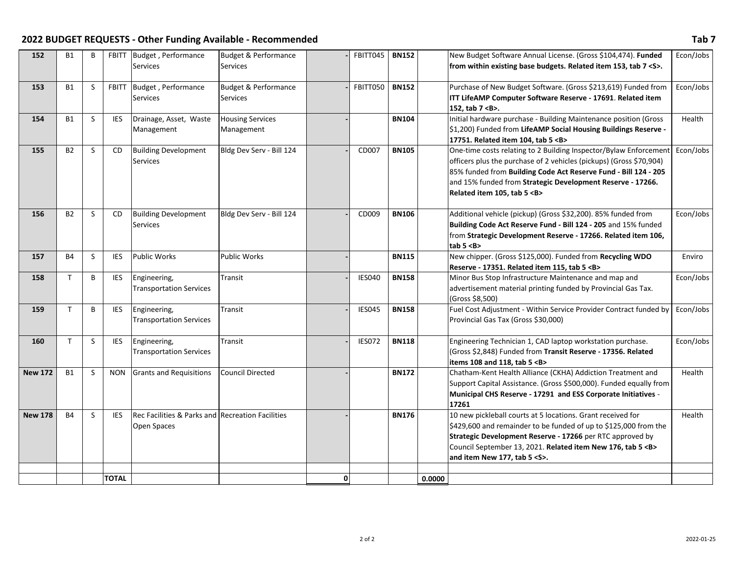## 2022 BUDGET REQUESTS - Other Funding Available - Recommended

Tab 7

| | | | | | | | | | | | |
|---|---|---|---|---|---|---|---|---|---|---|---|
| **152** | B1 | B | FBITT | Budget , Performance Services | Budget & Performance Services | - | FBITT045 | **BN152** | | New Budget Software Annual License. (Gross $104,474). **Funded from within existing base budgets. Related item 153, tab 7 <S>.** | Econ/Jobs |
| **153** | B1 | S | FBITT | Budget , Performance Services | Budget & Performance Services | - | FBITT050 | **BN152** | | Purchase of New Budget Software. (Gross $213,619) Funded from **ITT LifeAMP Computer Software Reserve - 17691**. **Related item 152, tab 7 <B>.** | Econ/Jobs |
| **154** | B1 | S | IES | Drainage, Asset, Waste Management | Housing Services Management | - | | **BN104** | | Initial hardware purchase - Building Maintenance position (Gross $1,200) Funded from **LifeAMP Social Housing Buildings Reserve - 17751. Related item 104, tab 5 <B>** | Health |
| **155** | B2 | S | CD | Building Development Services | Bldg Dev Serv - Bill 124 | - | CD007 | **BN105** | | One-time costs relating to 2 Building Inspector/Bylaw Enforcement officers plus the purchase of 2 vehicles (pickups) (Gross $70,904) 85% funded from **Building Code Act Reserve Fund - Bill 124 - 205** and 15% funded from **Strategic Development Reserve - 17266. Related item 105, tab 5 <B>** | Econ/Jobs |
| **156** | B2 | S | CD | Building Development Services | Bldg Dev Serv - Bill 124 | - | CD009 | **BN106** | | Additional vehicle (pickup) (Gross $32,200). 85% funded from **Building Code Act Reserve Fund - Bill 124 - 205** and 15% funded from **Strategic Development Reserve - 17266. Related item 106, tab 5 <B>** | Econ/Jobs |
| **157** | B4 | S | IES | Public Works | Public Works | - | | **BN115** | | New chipper. (Gross $125,000). Funded from **Recycling WDO Reserve - 17351. Related item 115, tab 5 <B>** | Enviro |
| **158** | T | B | IES | Engineering, Transportation Services | Transit | - | IES040 | **BN158** | | Minor Bus Stop Infrastructure Maintenance and map and advertisement material printing funded by Provincial Gas Tax. (Gross $8,500) | Econ/Jobs |
| **159** | T | B | IES | Engineering, Transportation Services | Transit | - | IES045 | **BN158** | | Fuel Cost Adjustment - Within Service Provider Contract funded by Provincial Gas Tax (Gross $30,000) | Econ/Jobs |
| **160** | T | S | IES | Engineering, Transportation Services | Transit | - | IES072 | **BN118** | | Engineering Technician 1, CAD laptop workstation purchase. (Gross $2,848) Funded from **Transit Reserve - 17356. Related items 108 and 118, tab 5 <B>** | Econ/Jobs |
| **New 172** | B1 | S | NON | Grants and Requisitions | Council Directed | - | | **BN172** | | Chatham-Kent Health Alliance (CKHA) Addiction Treatment and Support Capital Assistance. (Gross $500,000). Funded equally from **Municipal CHS Reserve - 17291 and ESS Corporate Initiatives** - **17261** | Health |
| **New 178** | B4 | S | IES | Rec Facilities & Parks and Open Spaces | Recreation Facilities | - | | **BN176** | | 10 new pickleball courts at 5 locations. Grant received for $429,600 and remainder to be funded of up to $125,000 from the **Strategic Development Reserve - 17266** per RTC approved by Council September 13, 2021. **Related item New 176, tab 5 <B> and item New 177, tab 5 <S>.** | Health |
| | | | | | | | | | | | |
| | | | **TOTAL** | | | 0 | | | 0.0000 | | |